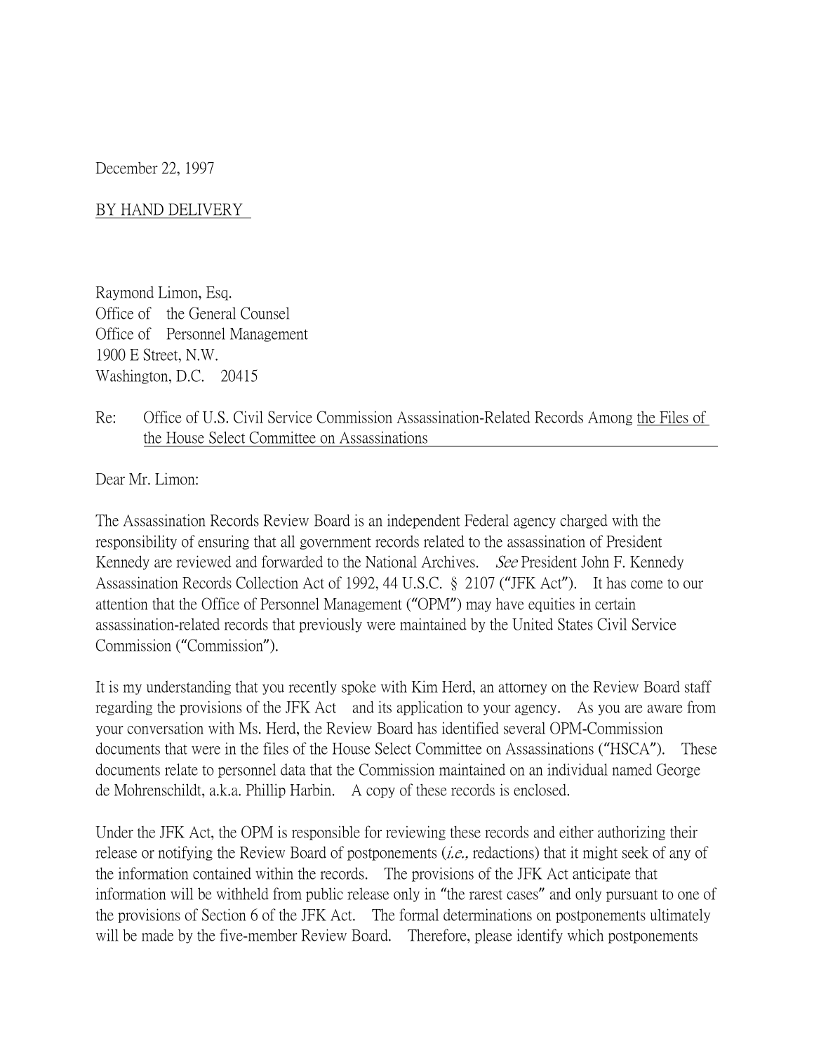December 22, 1997

BY HAND DELIVERY

Raymond Limon, Esq.
Office of the General Counsel
Office of Personnel Management
1900 E Street, N.W.
Washington, D.C. 20415

Re: Office of U.S. Civil Service Commission Assassination-Related Records Among the Files of the House Select Committee on Assassinations

Dear Mr. Limon:

The Assassination Records Review Board is an independent Federal agency charged with the responsibility of ensuring that all government records related to the assassination of President Kennedy are reviewed and forwarded to the National Archives. *See* President John F. Kennedy Assassination Records Collection Act of 1992, 44 U.S.C. § 2107 ("JFK Act"). It has come to our attention that the Office of Personnel Management ("OPM") may have equities in certain assassination-related records that previously were maintained by the United States Civil Service Commission ("Commission").

It is my understanding that you recently spoke with Kim Herd, an attorney on the Review Board staff regarding the provisions of the JFK Act and its application to your agency. As you are aware from your conversation with Ms. Herd, the Review Board has identified several OPM-Commission documents that were in the files of the House Select Committee on Assassinations ("HSCA"). These documents relate to personnel data that the Commission maintained on an individual named George de Mohrenschildt, a.k.a. Phillip Harbin. A copy of these records is enclosed.

Under the JFK Act, the OPM is responsible for reviewing these records and either authorizing their release or notifying the Review Board of postponements (*i.e.,* redactions) that it might seek of any of the information contained within the records. The provisions of the JFK Act anticipate that information will be withheld from public release only in "the rarest cases" and only pursuant to one of the provisions of Section 6 of the JFK Act. The formal determinations on postponements ultimately will be made by the five-member Review Board. Therefore, please identify which postponements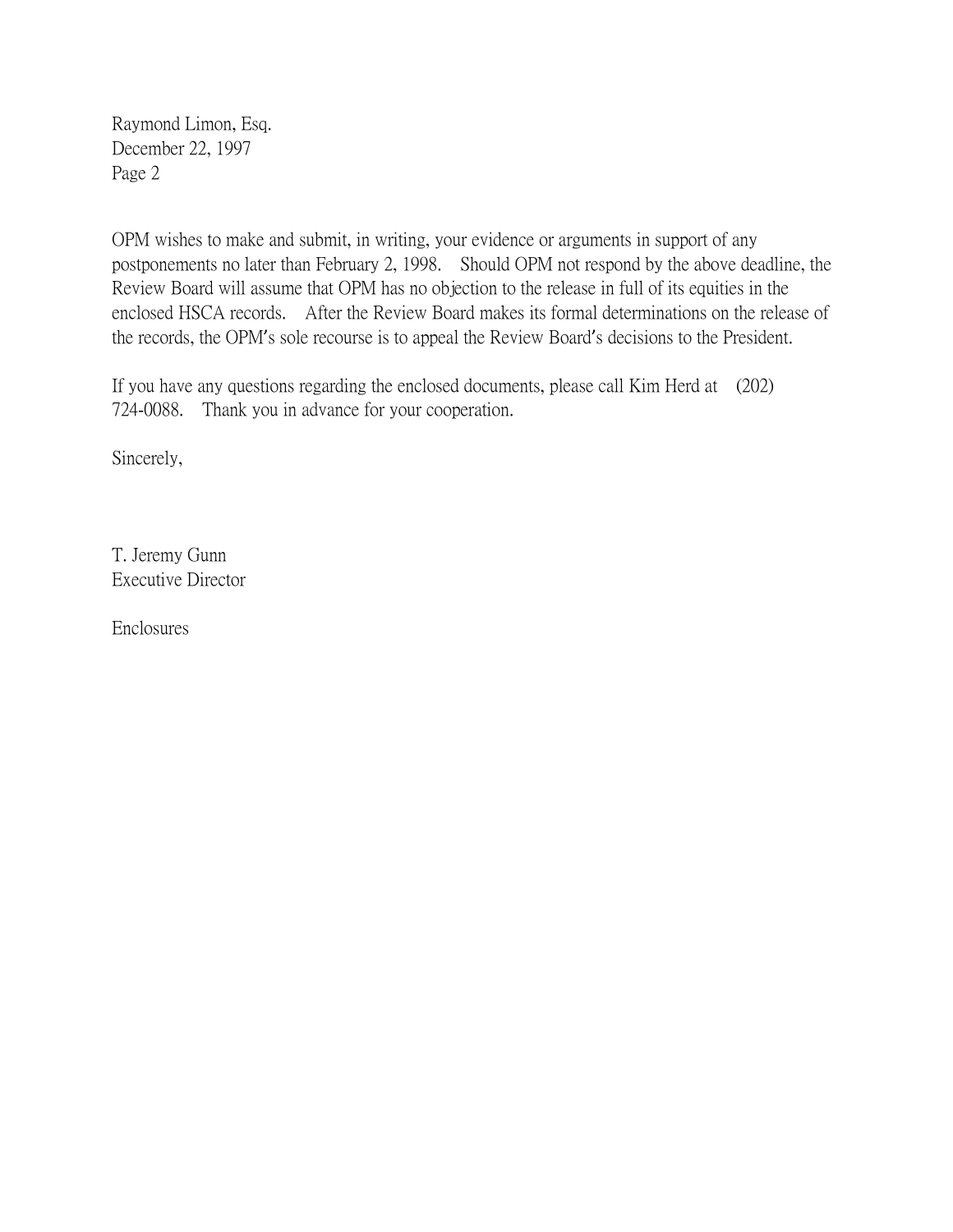Raymond Limon, Esq.
December 22, 1997
Page 2

OPM wishes to make and submit, in writing, your evidence or arguments in support of any postponements no later than February 2, 1998. Should OPM not respond by the above deadline, the Review Board will assume that OPM has no objection to the release in full of its equities in the enclosed HSCA records. After the Review Board makes its formal determinations on the release of the records, the OPM's sole recourse is to appeal the Review Board's decisions to the President.

If you have any questions regarding the enclosed documents, please call Kim Herd at (202) 724-0088. Thank you in advance for your cooperation.

Sincerely,

T. Jeremy Gunn
Executive Director

Enclosures